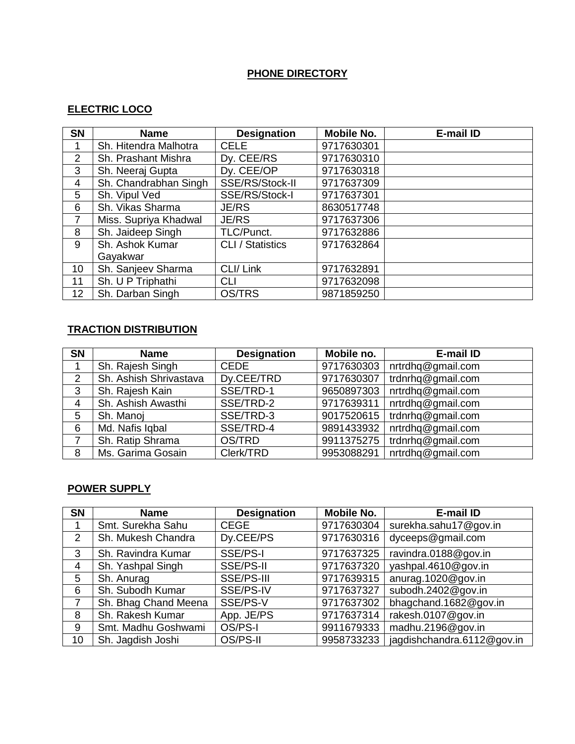# PHONE DIRECTORY

## ELECTRIC LOCO

| SN | Name | Designation | Mobile No. | E-mail ID |
|---|---|---|---|---|
| 1 | Sh. Hitendra Malhotra | CELE | 9717630301 | |
| 2 | Sh. Prashant Mishra | Dy. CEE/RS | 9717630310 | |
| 3 | Sh. Neeraj Gupta | Dy. CEE/OP | 9717630318 | |
| 4 | Sh. Chandrabhan Singh | SSE/RS/Stock-II | 9717637309 | |
| 5 | Sh. Vipul Ved | SSE/RS/Stock-I | 9717637301 | |
| 6 | Sh. Vikas Sharma | JE/RS | 8630517748 | |
| 7 | Miss. Supriya Khadwal | JE/RS | 9717637306 | |
| 8 | Sh. Jaideep Singh | TLC/Punct. | 9717632886 | |
| 9 | Sh. Ashok Kumar Gayakwar | CLI / Statistics | 9717632864 | |
| 10 | Sh. Sanjeev Sharma | CLI/ Link | 9717632891 | |
| 11 | Sh. U P Triphathi | CLI | 9717632098 | |
| 12 | Sh. Darban Singh | OS/TRS | 9871859250 | |

## TRACTION DISTRIBUTION

| SN | Name | Designation | Mobile no. | E-mail ID |
|---|---|---|---|---|
| 1 | Sh. Rajesh Singh | CEDE | 9717630303 | nrtrdhq@gmail.com |
| 2 | Sh. Ashish Shrivastava | Dy.CEE/TRD | 9717630307 | trdnrhq@gmail.com |
| 3 | Sh. Rajesh Kain | SSE/TRD-1 | 9650897303 | nrtrdhq@gmail.com |
| 4 | Sh. Ashish Awasthi | SSE/TRD-2 | 9717639311 | nrtrdhq@gmail.com |
| 5 | Sh. Manoj | SSE/TRD-3 | 9017520615 | trdnrhq@gmail.com |
| 6 | Md. Nafis Iqbal | SSE/TRD-4 | 9891433932 | nrtrdhq@gmail.com |
| 7 | Sh. Ratip Shrama | OS/TRD | 9911375275 | trdnrhq@gmail.com |
| 8 | Ms. Garima Gosain | Clerk/TRD | 9953088291 | nrtrdhq@gmail.com |

## POWER SUPPLY

| SN | Name | Designation | Mobile No. | E-mail ID |
|---|---|---|---|---|
| 1 | Smt. Surekha Sahu | CEGE | 9717630304 | surekha.sahu17@gov.in |
| 2 | Sh. Mukesh Chandra | Dy.CEE/PS | 9717630316 | dyceeps@gmail.com |
| 3 | Sh. Ravindra Kumar | SSE/PS-I | 9717637325 | ravindra.0188@gov.in |
| 4 | Sh. Yashpal Singh | SSE/PS-II | 9717637320 | yashpal.4610@gov.in |
| 5 | Sh. Anurag | SSE/PS-III | 9717639315 | anurag.1020@gov.in |
| 6 | Sh. Subodh Kumar | SSE/PS-IV | 9717637327 | subodh.2402@gov.in |
| 7 | Sh. Bhag Chand Meena | SSE/PS-V | 9717637302 | bhagchand.1682@gov.in |
| 8 | Sh. Rakesh Kumar | App. JE/PS | 9717637314 | rakesh.0107@gov.in |
| 9 | Smt. Madhu Goshwami | OS/PS-I | 9911679333 | madhu.2196@gov.in |
| 10 | Sh. Jagdish Joshi | OS/PS-II | 9958733233 | jagdishchandra.6112@gov.in |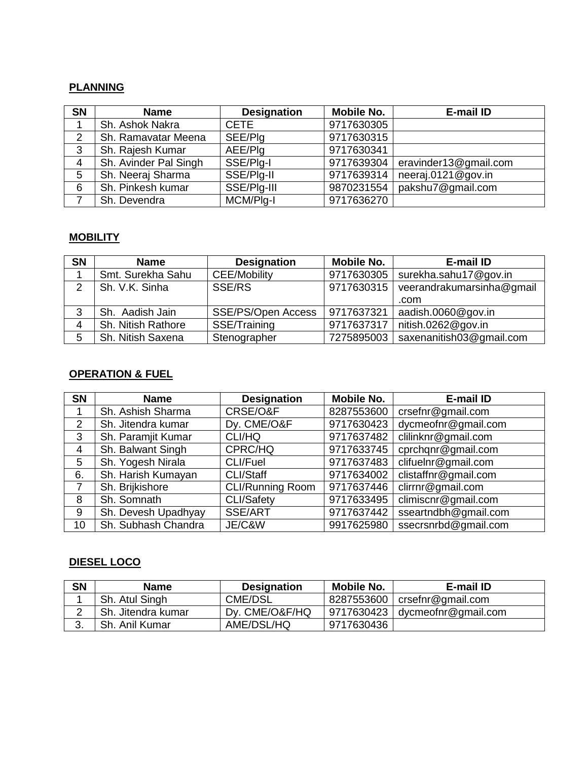**PLANNING**

| SN | Name | Designation | Mobile No. | E-mail ID |
|---|---|---|---|---|
| 1 | Sh. Ashok Nakra | CETE | 9717630305 | |
| 2 | Sh. Ramavatar Meena | SEE/Plg | 9717630315 | |
| 3 | Sh. Rajesh Kumar | AEE/Plg | 9717630341 | |
| 4 | Sh. Avinder Pal Singh | SSE/Plg-I | 9717639304 | eravinder13@gmail.com |
| 5 | Sh. Neeraj Sharma | SSE/Plg-II | 9717639314 | neeraj.0121@gov.in |
| 6 | Sh. Pinkesh kumar | SSE/Plg-III | 9870231554 | pakshu7@gmail.com |
| 7 | Sh. Devendra | MCM/Plg-I | 9717636270 | |

**MOBILITY**

| SN | Name | Designation | Mobile No. | E-mail ID |
|---|---|---|---|---|
| 1 | Smt. Surekha Sahu | CEE/Mobility | 9717630305 | surekha.sahu17@gov.in |
| 2 | Sh. V.K. Sinha | SSE/RS | 9717630315 | veerandrakumarsinha@gmail.com |
| 3 | Sh. Aadish Jain | SSE/PS/Open Access | 9717637321 | aadish.0060@gov.in |
| 4 | Sh. Nitish Rathore | SSE/Training | 9717637317 | nitish.0262@gov.in |
| 5 | Sh. Nitish Saxena | Stenographer | 7275895003 | saxenanitish03@gmail.com |

**OPERATION & FUEL**

| SN | Name | Designation | Mobile No. | E-mail ID |
|---|---|---|---|---|
| 1 | Sh. Ashish Sharma | CRSE/O&F | 8287553600 | crsefnr@gmail.com |
| 2 | Sh. Jitendra kumar | Dy. CME/O&F | 9717630423 | dycmeofnr@gmail.com |
| 3 | Sh. Paramjit Kumar | CLI/HQ | 9717637482 | clilinknr@gmail.com |
| 4 | Sh. Balwant Singh | CPRC/HQ | 9717633745 | cprchqnr@gmail.com |
| 5 | Sh. Yogesh Nirala | CLI/Fuel | 9717637483 | clifuelnr@gmail.com |
| 6. | Sh. Harish Kumayan | CLI/Staff | 9717634002 | clistaffnr@gmail.com |
| 7 | Sh. Brijkishore | CLI/Running Room | 9717637446 | clirrnr@gmail.com |
| 8 | Sh. Somnath | CLI/Safety | 9717633495 | climiscnr@gmail.com |
| 9 | Sh. Devesh Upadhyay | SSE/ART | 9717637442 | sseartndbh@gmail.com |
| 10 | Sh. Subhash Chandra | JE/C&W | 9917625980 | ssecrsnrbd@gmail.com |

**DIESEL LOCO**

| SN | Name | Designation | Mobile No. | E-mail ID |
|---|---|---|---|---|
| 1 | Sh. Atul Singh | CME/DSL | 8287553600 | crsefnr@gmail.com |
| 2 | Sh. Jitendra kumar | Dy. CME/O&F/HQ | 9717630423 | dycmeofnr@gmail.com |
| 3. | Sh. Anil Kumar | AME/DSL/HQ | 9717630436 | |